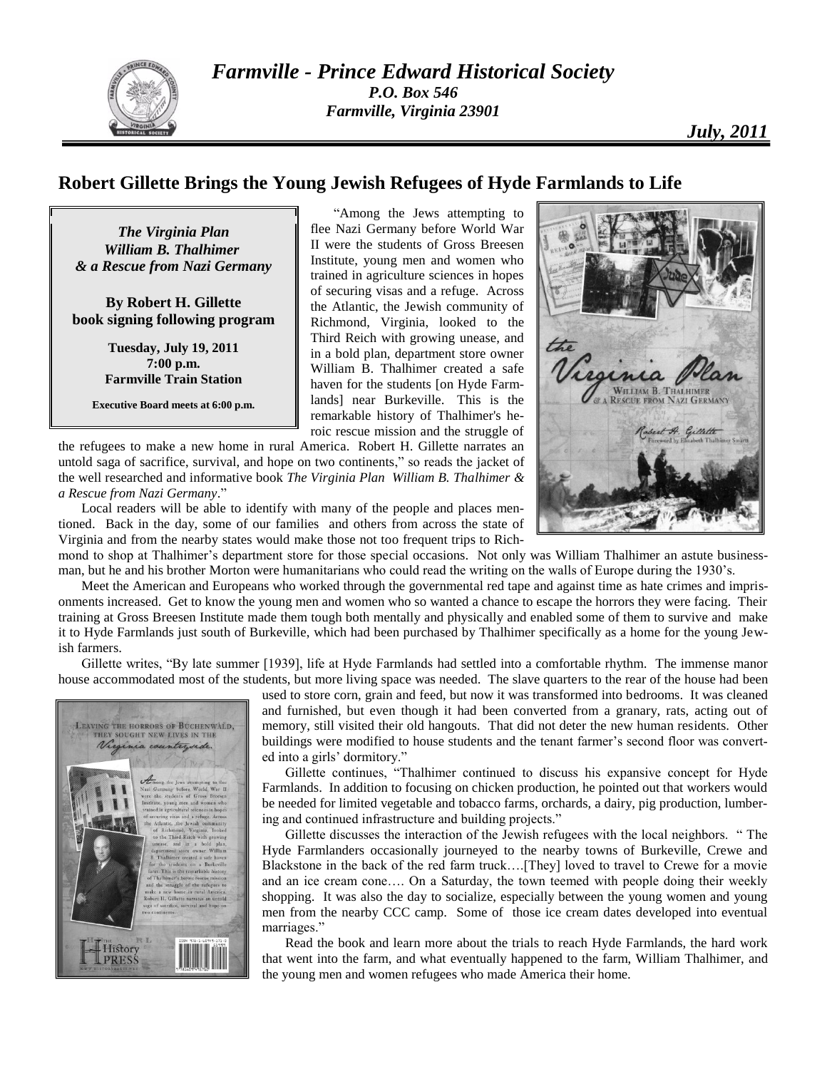# *Farmville - Prince Edward Historical Society*

*P.O. Box 546*
*Farmville, Virginia 23901*

*July, 2011*

## Robert Gillette Brings the Young Jewish Refugees of Hyde Farmlands to Life

> ***The Virginia Plan***
> ***William B. Thalhimer***
> ***& a Rescue from Nazi Germany***
>
> **By Robert H. Gillette**
> **book signing following program**
>
> **Tuesday, July 19, 2011**
> **7:00 p.m.**
> **Farmville Train Station**
>
> **Executive Board meets at 6:00 p.m.**

"Among the Jews attempting to flee Nazi Germany before World War II were the students of Gross Breesen Institute, young men and women who trained in agriculture sciences in hopes of securing visas and a refuge. Across the Atlantic, the Jewish community of Richmond, Virginia, looked to the Third Reich with growing unease, and in a bold plan, department store owner William B. Thalhimer created a safe haven for the students [on Hyde Farmlands] near Burkeville. This is the remarkable history of Thalhimer's heroic rescue mission and the struggle of the refugees to make a new home in rural America. Robert H. Gillette narrates an untold saga of sacrifice, survival, and hope on two continents," so reads the jacket of the well researched and informative book *The Virginia Plan William B. Thalhimer & a Rescue from Nazi Germany*."

Local readers will be able to identify with many of the people and places mentioned. Back in the day, some of our families and others from across the state of Virginia and from the nearby states would make those not too frequent trips to Richmond to shop at Thalhimer's department store for those special occasions. Not only was William Thalhimer an astute businessman, but he and his brother Morton were humanitarians who could read the writing on the walls of Europe during the 1930's.

Meet the American and Europeans who worked through the governmental red tape and against time as hate crimes and imprisonments increased. Get to know the young men and women who so wanted a chance to escape the horrors they were facing. Their training at Gross Breesen Institute made them tough both mentally and physically and enabled some of them to survive and make it to Hyde Farmlands just south of Burkeville, which had been purchased by Thalhimer specifically as a home for the young Jewish farmers.

Gillette writes, "By late summer [1939], life at Hyde Farmlands had settled into a comfortable rhythm. The immense manor house accommodated most of the students, but more living space was needed. The slave quarters to the rear of the house had been used to store corn, grain and feed, but now it was transformed into bedrooms. It was cleaned and furnished, but even though it had been converted from a granary, rats, acting out of memory, still visited their old hangouts. That did not deter the new human residents. Other buildings were modified to house students and the tenant farmer's second floor was converted into a girls' dormitory."

Gillette continues, "Thalhimer continued to discuss his expansive concept for Hyde Farmlands. In addition to focusing on chicken production, he pointed out that workers would be needed for limited vegetable and tobacco farms, orchards, a dairy, pig production, lumbering and continued infrastructure and building projects."

Gillette discusses the interaction of the Jewish refugees with the local neighbors. " The Hyde Farmlanders occasionally journeyed to the nearby towns of Burkeville, Crewe and Blackstone in the back of the red farm truck….[They] loved to travel to Crewe for a movie and an ice cream cone…. On a Saturday, the town teemed with people doing their weekly shopping. It was also the day to socialize, especially between the young women and young men from the nearby CCC camp. Some of those ice cream dates developed into eventual marriages."

Read the book and learn more about the trials to reach Hyde Farmlands, the hard work that went into the farm, and what eventually happened to the farm, William Thalhimer, and the young men and women refugees who made America their home.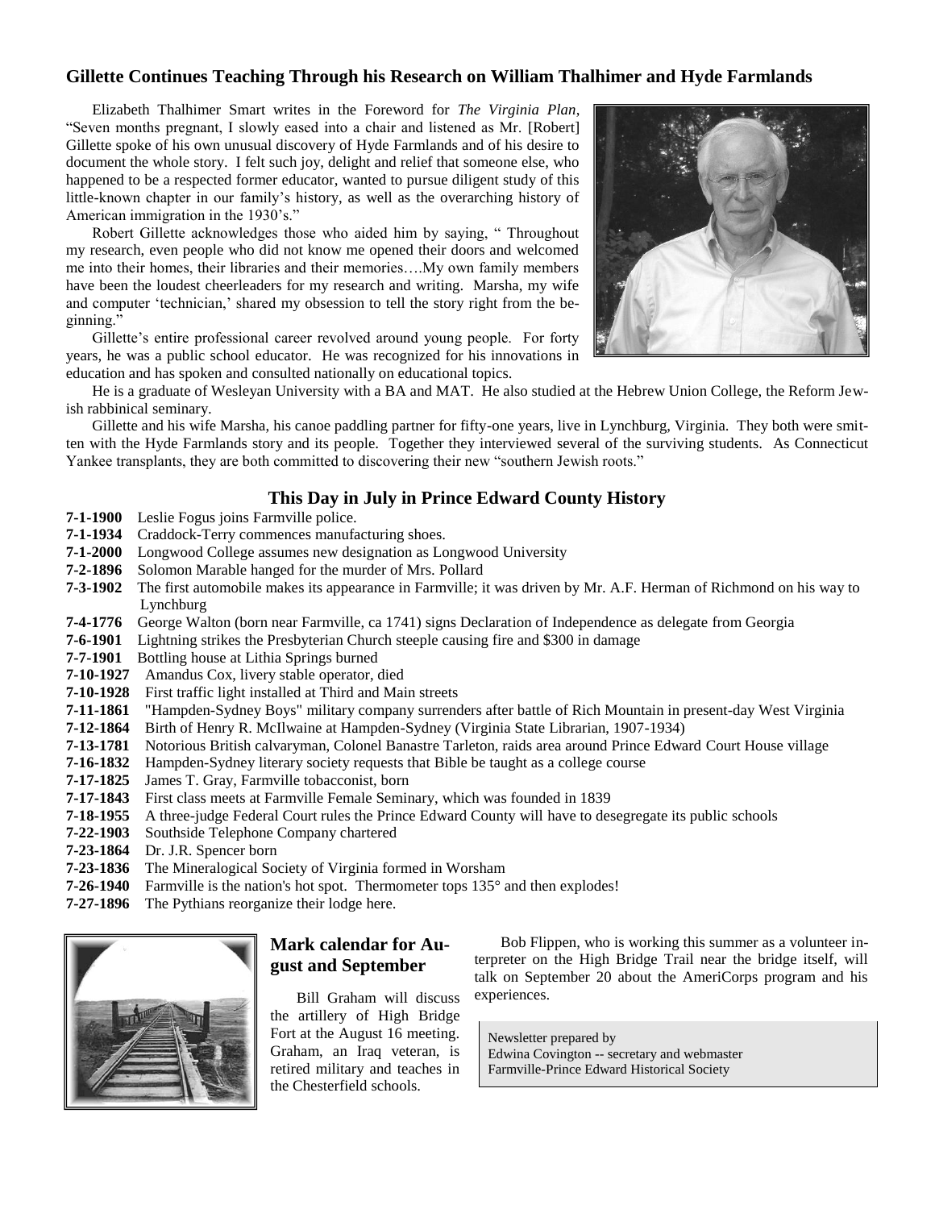## Gillette Continues Teaching Through his Research on William Thalhimer and Hyde Farmlands

Elizabeth Thalhimer Smart writes in the Foreword for *The Virginia Plan*, "Seven months pregnant, I slowly eased into a chair and listened as Mr. [Robert] Gillette spoke of his own unusual discovery of Hyde Farmlands and of his desire to document the whole story. I felt such joy, delight and relief that someone else, who happened to be a respected former educator, wanted to pursue diligent study of this little-known chapter in our family's history, as well as the overarching history of American immigration in the 1930's."

Robert Gillette acknowledges those who aided him by saying, " Throughout my research, even people who did not know me opened their doors and welcomed me into their homes, their libraries and their memories….My own family members have been the loudest cheerleaders for my research and writing. Marsha, my wife and computer 'technician,' shared my obsession to tell the story right from the beginning."

Gillette's entire professional career revolved around young people. For forty years, he was a public school educator. He was recognized for his innovations in education and has spoken and consulted nationally on educational topics.

He is a graduate of Wesleyan University with a BA and MAT. He also studied at the Hebrew Union College, the Reform Jewish rabbinical seminary.

Gillette and his wife Marsha, his canoe paddling partner for fifty-one years, live in Lynchburg, Virginia. They both were smitten with the Hyde Farmlands story and its people. Together they interviewed several of the surviving students. As Connecticut Yankee transplants, they are both committed to discovering their new "southern Jewish roots."

## This Day in July in Prince Edward County History

**7-1-1900** Leslie Fogus joins Farmville police.
**7-1-1934** Craddock-Terry commences manufacturing shoes.
**7-1-2000** Longwood College assumes new designation as Longwood University
**7-2-1896** Solomon Marable hanged for the murder of Mrs. Pollard
**7-3-1902** The first automobile makes its appearance in Farmville; it was driven by Mr. A.F. Herman of Richmond on his way to Lynchburg
**7-4-1776** George Walton (born near Farmville, ca 1741) signs Declaration of Independence as delegate from Georgia
**7-6-1901** Lightning strikes the Presbyterian Church steeple causing fire and $300 in damage
**7-7-1901** Bottling house at Lithia Springs burned
**7-10-1927** Amandus Cox, livery stable operator, died
**7-10-1928** First traffic light installed at Third and Main streets
**7-11-1861** "Hampden-Sydney Boys" military company surrenders after battle of Rich Mountain in present-day West Virginia
**7-12-1864** Birth of Henry R. McIlwaine at Hampden-Sydney (Virginia State Librarian, 1907-1934)
**7-13-1781** Notorious British calvaryman, Colonel Banastre Tarleton, raids area around Prince Edward Court House village
**7-16-1832** Hampden-Sydney literary society requests that Bible be taught as a college course
**7-17-1825** James T. Gray, Farmville tobacconist, born
**7-17-1843** First class meets at Farmville Female Seminary, which was founded in 1839
**7-18-1955** A three-judge Federal Court rules the Prince Edward County will have to desegregate its public schools
**7-22-1903** Southside Telephone Company chartered
**7-23-1864** Dr. J.R. Spencer born
**7-23-1836** The Mineralogical Society of Virginia formed in Worsham
**7-26-1940** Farmville is the nation's hot spot. Thermometer tops 135° and then explodes!
**7-27-1896** The Pythians reorganize their lodge here.

## Mark calendar for August and September

Bill Graham will discuss the artillery of High Bridge Fort at the August 16 meeting. Graham, an Iraq veteran, is retired military and teaches in the Chesterfield schools.

Bob Flippen, who is working this summer as a volunteer interpreter on the High Bridge Trail near the bridge itself, will talk on September 20 about the AmeriCorps program and his experiences.

Newsletter prepared by
Edwina Covington -- secretary and webmaster
Farmville-Prince Edward Historical Society